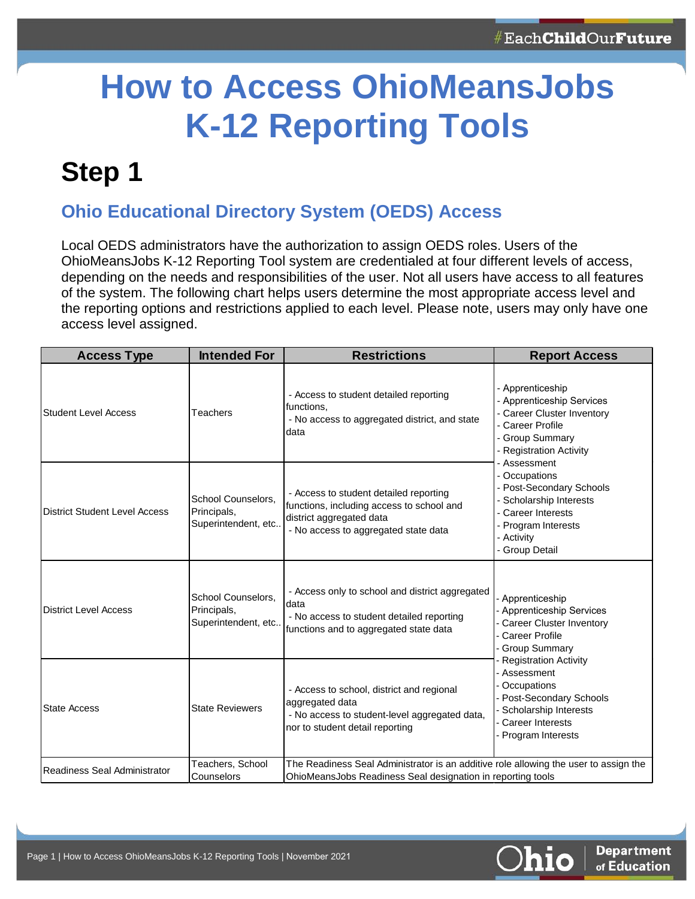# How to Access OhioMeansJobs K-12 Reporting Tools

## Step 1

### Ohio Educational Directory System (OEDS) Access

Local OEDS administrators have the authorization to assign OEDS roles. Users of the OhioMeansJobs K-12 Reporting Tool system are credentialed at four different levels of access, depending on the needs and responsibilities of the user. Not all users have access to all features of the system. The following chart helps users determine the most appropriate access level and the reporting options and restrictions applied to each level. Please note, users may only have one access level assigned.

| Access Type | Intended For | Restrictions | Report Access |
|---|---|---|---|
| Student Level Access | Teachers | - Access to student detailed reporting functions,<br>- No access to aggregated district, and state data | - Apprenticeship<br>- Apprenticeship Services<br>- Career Cluster Inventory<br>- Career Profile<br>- Group Summary<br>- Registration Activity<br>- Assessment<br>- Occupations<br>- Post-Secondary Schools<br>- Scholarship Interests<br>- Career Interests<br>- Program Interests<br>- Activity<br>- Group Detail |
| District Student Level Access | School Counselors, Principals, Superintendent, etc.. | - Access to student detailed reporting functions, including access to school and district aggregated data<br>- No access to aggregated state data | |
| District Level Access | School Counselors, Principals, Superintendent, etc.. | - Access only to school and district aggregated data<br>- No access to student detailed reporting functions and to aggregated state data | - Apprenticeship<br>- Apprenticeship Services<br>- Career Cluster Inventory<br>- Career Profile<br>- Group Summary<br>- Registration Activity<br>- Assessment<br>- Occupations<br>- Post-Secondary Schools<br>- Scholarship Interests<br>- Career Interests<br>- Program Interests |
| State Access | State Reviewers | - Access to school, district and regional aggregated data<br>- No access to student-level aggregated data, nor to student detail reporting | |
| Readiness Seal Administrator | Teachers, School Counselors | The Readiness Seal Administrator is an additive role allowing the user to assign the OhioMeansJobs Readiness Seal designation in reporting tools | |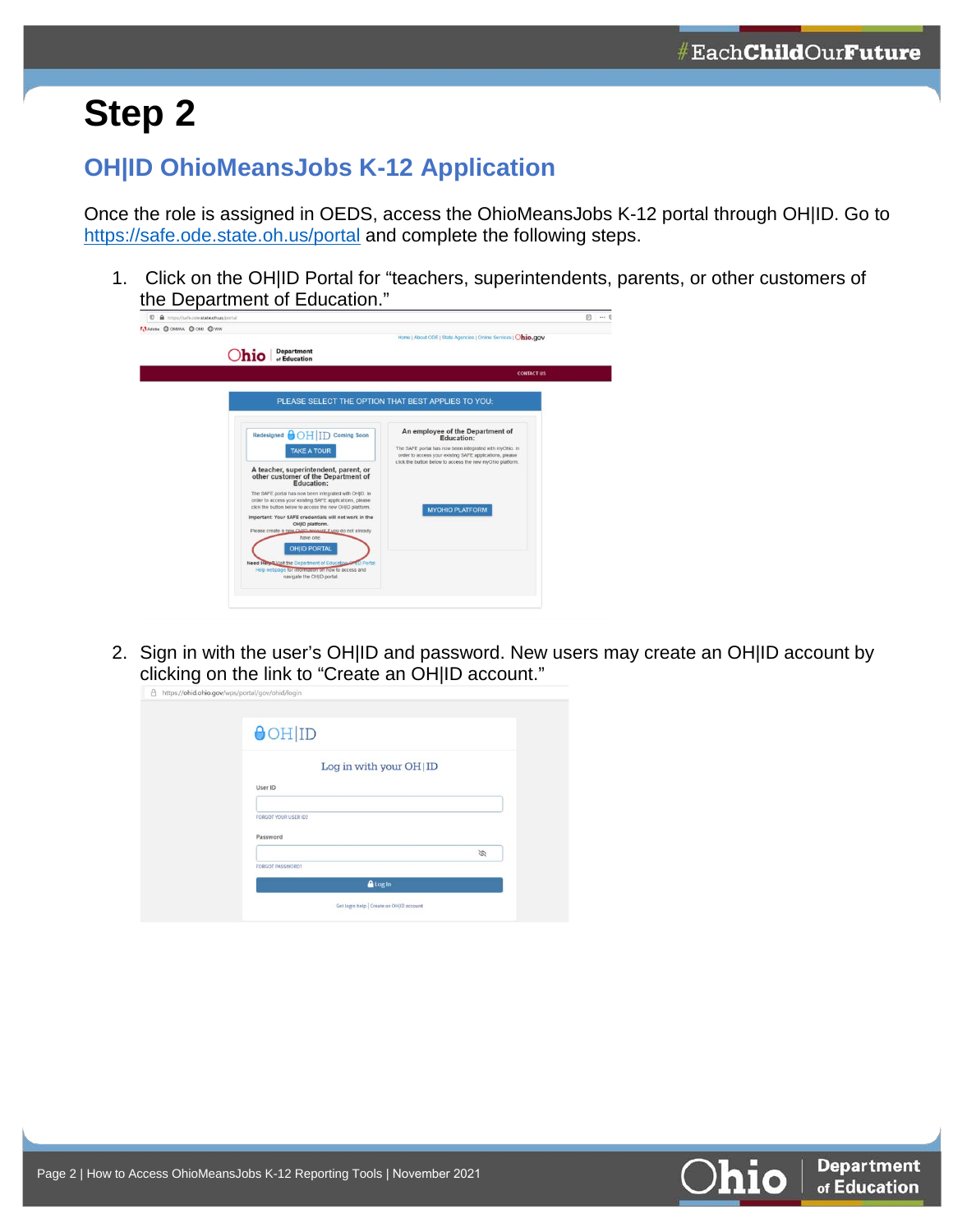# Step 2

## OH|ID OhioMeansJobs K-12 Application

Once the role is assigned in OEDS, access the OhioMeansJobs K-12 portal through OH|ID. Go to https://safe.ode.state.oh.us/portal and complete the following steps.

1. Click on the OH|ID Portal for "teachers, superintendents, parents, or other customers of the Department of Education."

2. Sign in with the user's OH|ID and password. New users may create an OH|ID account by clicking on the link to "Create an OH|ID account."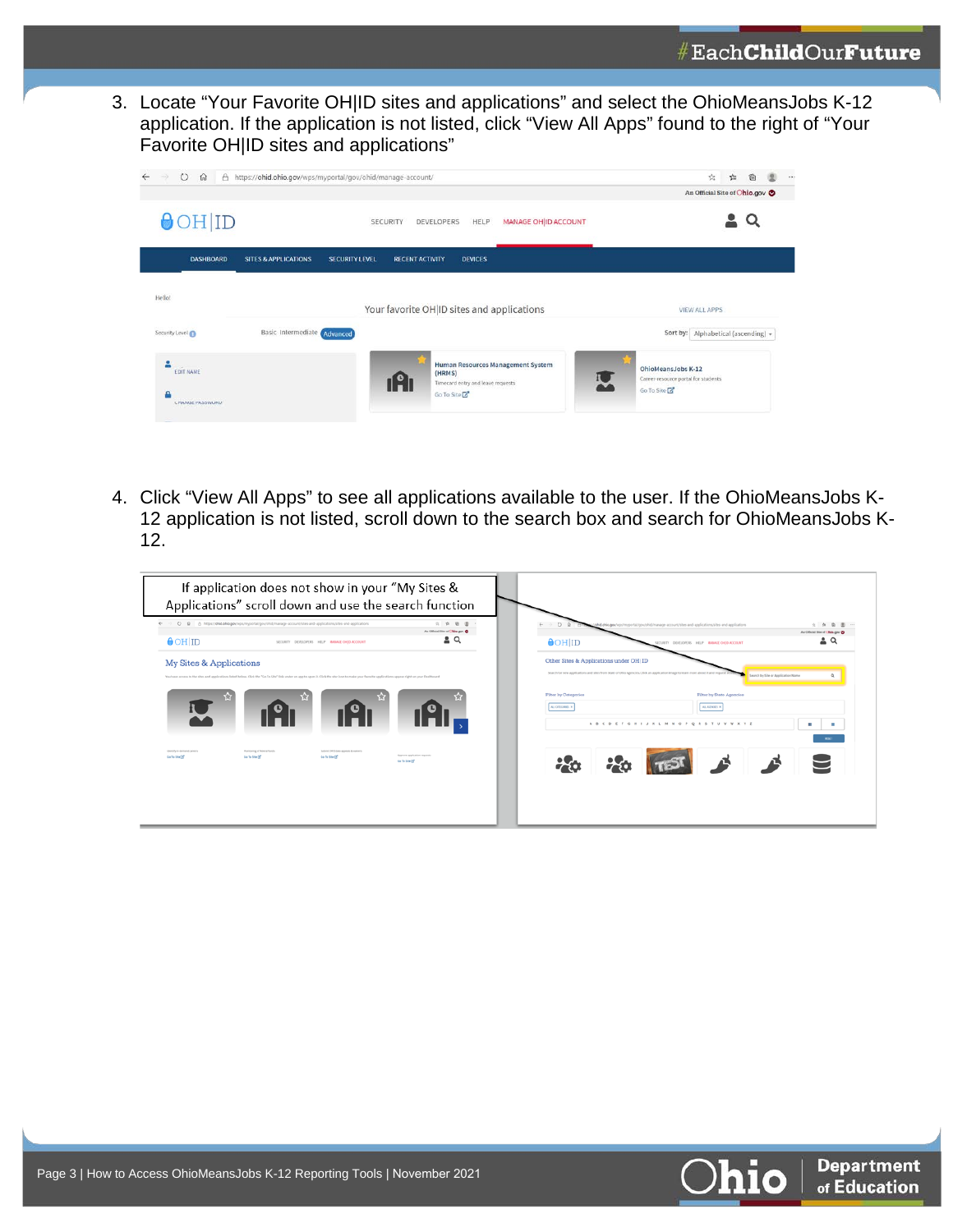3. Locate "Your Favorite OH|ID sites and applications" and select the OhioMeansJobs K-12 application. If the application is not listed, click "View All Apps" found to the right of "Your Favorite OH|ID sites and applications"

4. Click "View All Apps" to see all applications available to the user. If the OhioMeansJobs K-12 application is not listed, scroll down to the search box and search for OhioMeansJobs K-12.

If application does not show in your "My Sites & Applications" scroll down and use the search function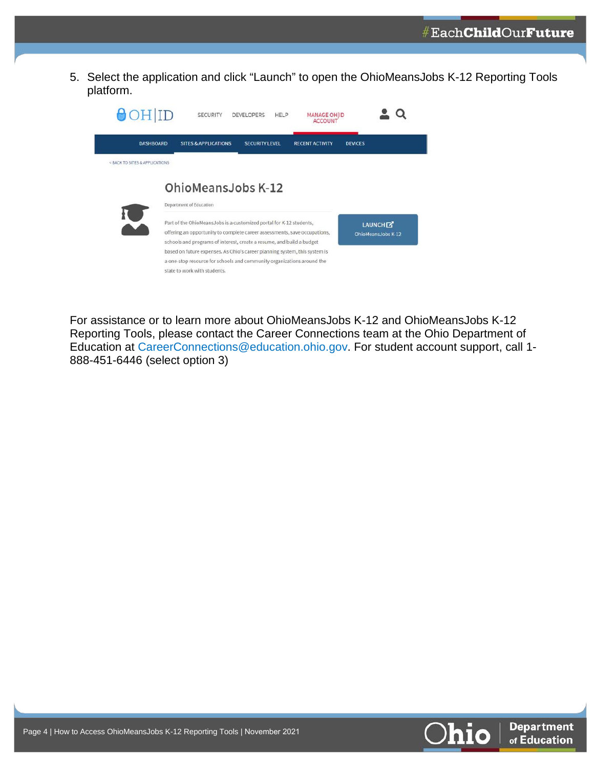5. Select the application and click “Launch” to open the OhioMeansJobs K-12 Reporting Tools platform.

For assistance or to learn more about OhioMeansJobs K-12 and OhioMeansJobs K-12 Reporting Tools, please contact the Career Connections team at the Ohio Department of Education at CareerConnections@education.ohio.gov. For student account support, call 1-888-451-6446 (select option 3)